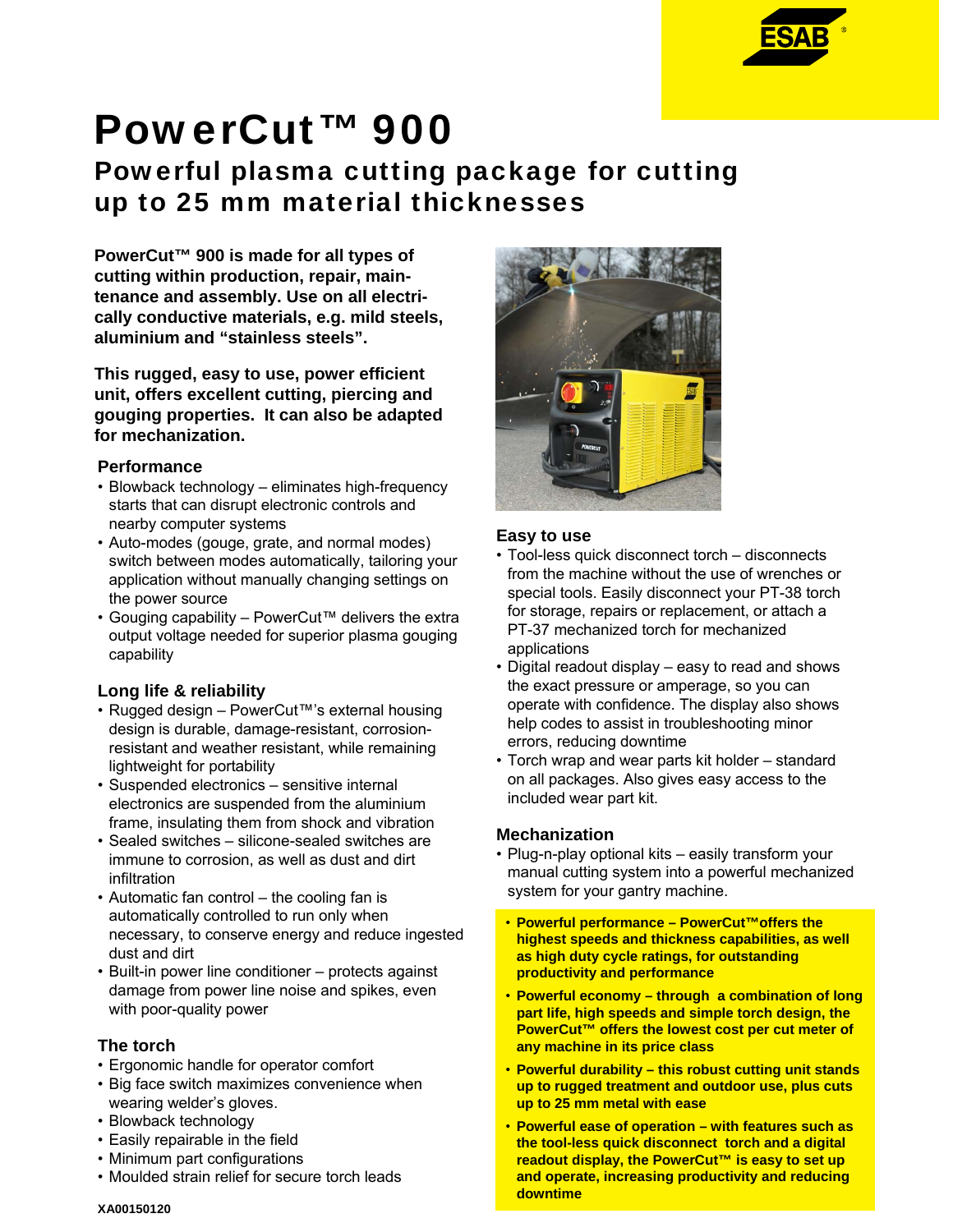# PowerCut™ 900

## Powerful plasma cutting package for cutting up to 25 mm material thicknesses

**PowerCut™ 900 is made for all types of cutting within production, repair, maintenance and assembly. Use on all electrically conductive materials, e.g. mild steels, aluminium and "stainless steels".**

**This rugged, easy to use, power efficient unit, offers excellent cutting, piercing and gouging properties. It can also be adapted for mechanization.**

### Performance

- Blowback technology – eliminates high-frequency starts that can disrupt electronic controls and nearby computer systems
- Auto-modes (gouge, grate, and normal modes) switch between modes automatically, tailoring your application without manually changing settings on the power source
- Gouging capability – PowerCut™ delivers the extra output voltage needed for superior plasma gouging capability

### Long life & reliability

- Rugged design – PowerCut™'s external housing design is durable, damage-resistant, corrosion-resistant and weather resistant, while remaining lightweight for portability
- Suspended electronics – sensitive internal electronics are suspended from the aluminium frame, insulating them from shock and vibration
- Sealed switches – silicone-sealed switches are immune to corrosion, as well as dust and dirt infiltration
- Automatic fan control – the cooling fan is automatically controlled to run only when necessary, to conserve energy and reduce ingested dust and dirt
- Built-in power line conditioner – protects against damage from power line noise and spikes, even with poor-quality power

### The torch

- Ergonomic handle for operator comfort
- Big face switch maximizes convenience when wearing welder's gloves.
- Blowback technology
- Easily repairable in the field
- Minimum part configurations
- Moulded strain relief for secure torch leads

### Easy to use

- Tool-less quick disconnect torch – disconnects from the machine without the use of wrenches or special tools. Easily disconnect your PT-38 torch for storage, repairs or replacement, or attach a PT-37 mechanized torch for mechanized applications
- Digital readout display – easy to read and shows the exact pressure or amperage, so you can operate with confidence. The display also shows help codes to assist in troubleshooting minor errors, reducing downtime
- Torch wrap and wear parts kit holder – standard on all packages. Also gives easy access to the included wear part kit.

### Mechanization

- Plug-n-play optional kits – easily transform your manual cutting system into a powerful mechanized system for your gantry machine.

- **Powerful performance – PowerCut™offers the highest speeds and thickness capabilities, as well as high duty cycle ratings, for outstanding productivity and performance**
- **Powerful economy – through a combination of long part life, high speeds and simple torch design, the PowerCut™ offers the lowest cost per cut meter of any machine in its price class**
- **Powerful durability – this robust cutting unit stands up to rugged treatment and outdoor use, plus cuts up to 25 mm metal with ease**
- **Powerful ease of operation – with features such as the tool-less quick disconnect torch and a digital readout display, the PowerCut™ is easy to set up and operate, increasing productivity and reducing downtime**

XA00150120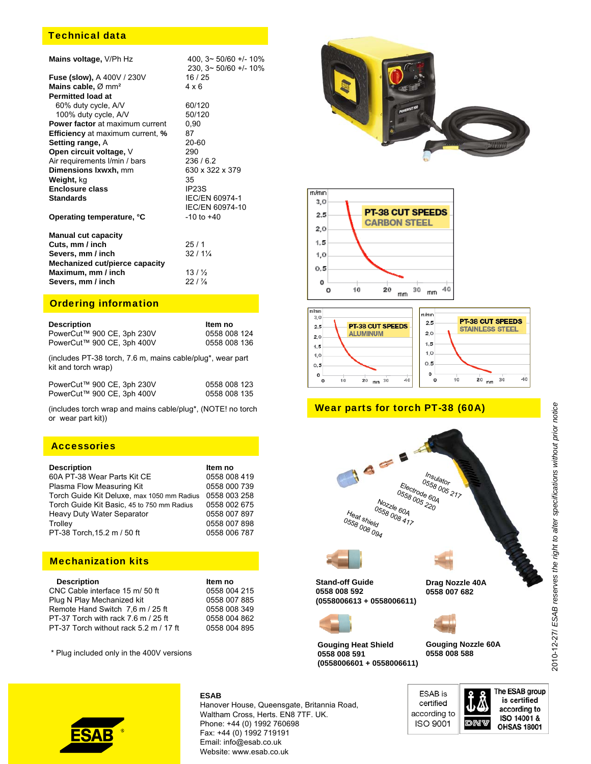## Technical data

| | |
|---|---|
| **Mains voltage,** V/Ph Hz | 400, 3~ 50/60 +/- 10%<br>230, 3~ 50/60 +/- 10% |
| **Fuse (slow),** A 400V / 230V | 16 / 25 |
| **Mains cable,** Ø mm² | 4 x 6 |
| **Permitted load at** | |
| 60% duty cycle, A/V | 60/120 |
| 100% duty cycle, A/V | 50/120 |
| **Power factor** at maximum current | 0,90 |
| **Efficiency** at maximum current, **%** | 87 |
| **Setting range,** A | 20-60 |
| **Open circuit voltage,** V | 290 |
| Air requirements l/min / bars | 236 / 6.2 |
| **Dimensions lxwxh,** mm | 630 x 322 x 379 |
| **Weight,** kg | 35 |
| **Enclosure class** | IP23S |
| **Standards** | IEC/EN 60974-1<br>IEC/EN 60974-10 |
| **Operating temperature, °C** | -10 to +40 |
| **Manual cut capacity** | |
| **Cuts, mm / inch** | 25 / 1 |
| **Severs, mm / inch** | 32 / 1¼ |
| **Mechanized cut/pierce capacity** | |
| **Maximum, mm / inch** | 13 / ½ |
| **Severs, mm / inch** | 22 / ⅞ |

PT-38 CUT SPEEDS CARBON STEEL
m/min
3,0
2,5
2,0
1,5
1,0
0,5
0
0 10 20 30 40 mm

PT-38 CUT SPEEDS ALUMINUM
m/min
3,0
2,5
2,0
1,5
1,0
0,5
0
0 10 20 30 40 mm

PT-38 CUT SPEEDS STAINLESS STEEL
m/min
2,5
2,0
1,5
1,0
0,5
0
0 10 20 30 40 mm

## Ordering information

| **Description** | **Item no** |
|---|---|
| PowerCut™ 900 CE, 3ph 230V | 0558 008 124 |
| PowerCut™ 900 CE, 3ph 400V | 0558 008 136 |

(includes PT-38 torch, 7.6 m, mains cable/plug*, wear part kit and torch wrap)

| | |
|---|---|
| PowerCut™ 900 CE, 3ph 230V | 0558 008 123 |
| PowerCut™ 900 CE, 3ph 400V | 0558 008 135 |

(includes torch wrap and mains cable/plug*, (NOTE! no torch or wear part kit))

## Accessories

| **Description** | **Item no** |
|---|---|
| 60A PT-38 Wear Parts Kit CE | 0558 008 419 |
| Plasma Flow Measuring Kit | 0558 000 739 |
| Torch Guide Kit Deluxe, max 1050 mm Radius | 0558 003 258 |
| Torch Guide Kit Basic, 45 to 750 mm Radius | 0558 002 675 |
| Heavy Duty Water Separator | 0558 007 897 |
| Trolley | 0558 007 898 |
| PT-38 Torch,15.2 m / 50 ft | 0558 006 787 |

## Mechanization kits

| **Description** | **Item no** |
|---|---|
| CNC Cable interface 15 m/ 50 ft | 0558 004 215 |
| Plug N Play Mechanized kit | 0558 007 885 |
| Remote Hand Switch 7,6 m / 25 ft | 0558 008 349 |
| PT-37 Torch with rack 7.6 m / 25 ft | 0558 004 862 |
| PT-37 Torch without rack 5.2 m / 17 ft | 0558 004 895 |

\* Plug included only in the 400V versions

## Wear parts for torch PT-38 (60A)

Insulator 0558 005 217
Electrode 60A 0558 005 220
Nozzle 60A 0558 008 417
Heat shield 0558 008 094

**Stand-off Guide**
**0558 008 592**
**(0558006613 + 0558006611)**

**Drag Nozzle 40A**
**0558 007 682**

**Gouging Heat Shield**
**0558 008 591**
**(0558006601 + 0558006611)**

**Gouging Nozzle 60A**
**0558 008 588**

2010-12-27/ ESAB reserves the right to alter specifications without prior notice

**ESAB**
Hanover House, Queensgate, Britannia Road,
Waltham Cross, Herts. EN8 7TF. UK.
Phone: +44 (0) 1992 760698
Fax: +44 (0) 1992 719191
Email: info@esab.co.uk
Website: www.esab.co.uk

ESAB is certified according to ISO 9001

The ESAB group is certified according to ISO 14001 & OHSAS 18001